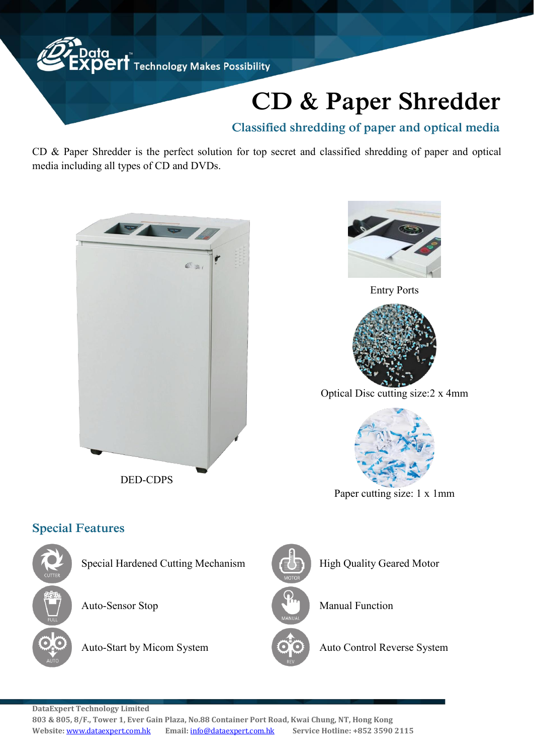DataExpert Technology Makes Possibility

# CD & Paper Shredder

## Classified shredding of paper and optical media

CD & Paper Shredder is the perfect solution for top secret and classified shredding of paper and optical media including all types of CD and DVDs.

DED-CDPS

Entry Ports

Optical Disc cutting size:2 x 4mm

Paper cutting size: 1 x 1mm

## Special Features

- Special Hardened Cutting Mechanism
- High Quality Geared Motor
- Auto-Sensor Stop
- Manual Function
- Auto-Start by Micom System
- Auto Control Reverse System

**DataExpert Technology Limited**
**803 & 805, 8/F., Tower 1, Ever Gain Plaza, No.88 Container Port Road, Kwai Chung, NT, Hong Kong**
**Website:** www.dataexpert.com.hk **Email:** info@dataexpert.com.hk **Service Hotline: +852 3590 2115**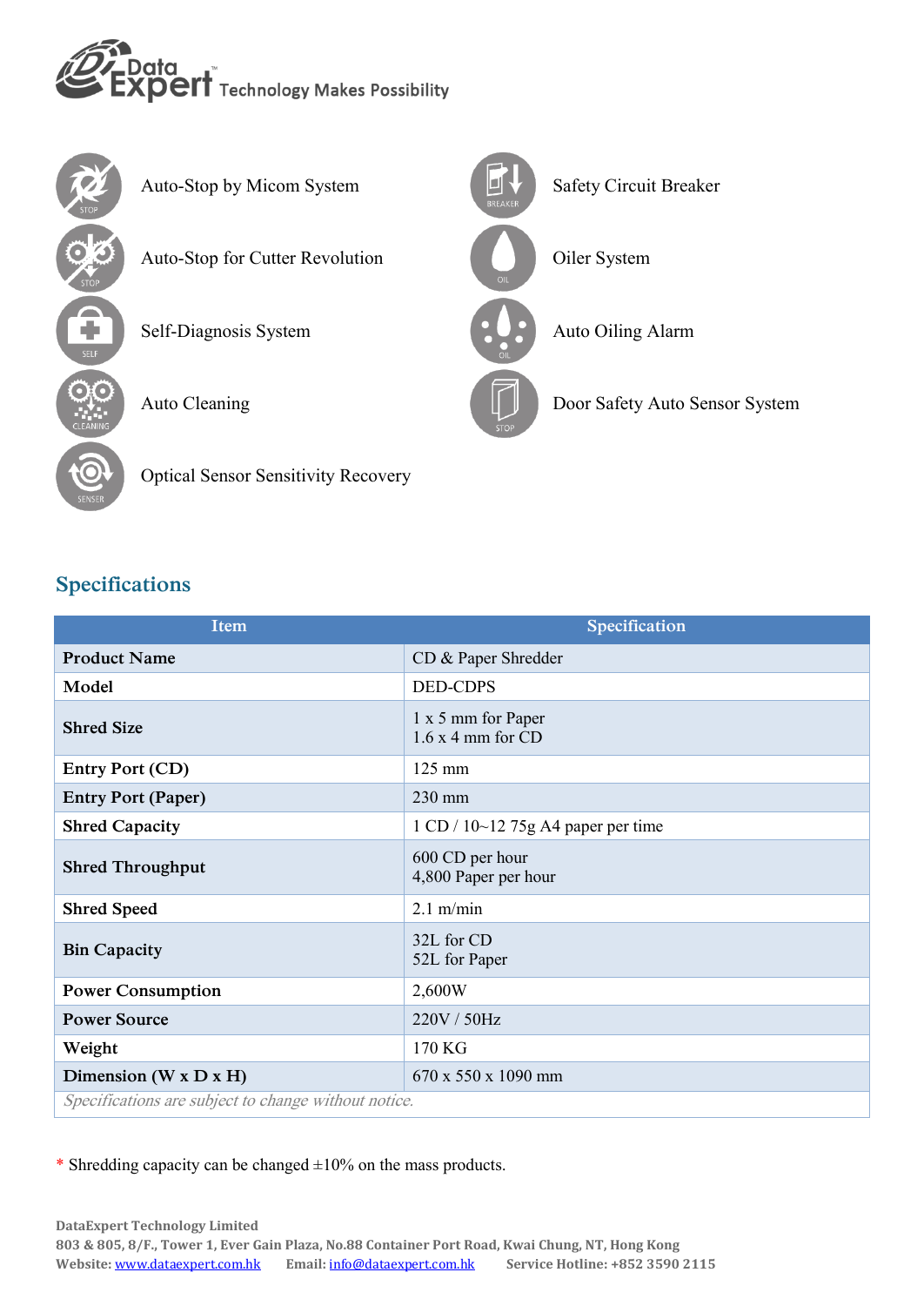Data Expert™ Technology Makes Possibility

- Auto-Stop by Micom System
- Auto-Stop for Cutter Revolution
- Self-Diagnosis System
- Auto Cleaning
- Optical Sensor Sensitivity Recovery
- Safety Circuit Breaker
- Oiler System
- Auto Oiling Alarm
- Door Safety Auto Sensor System

## Specifications

| Item | Specification |
|---|---|
| **Product Name** | CD & Paper Shredder |
| **Model** | DED-CDPS |
| **Shred Size** | 1 x 5 mm for Paper<br>1.6 x 4 mm for CD |
| **Entry Port (CD)** | 125 mm |
| **Entry Port (Paper)** | 230 mm |
| **Shred Capacity** | 1 CD / 10~12 75g A4 paper per time |
| **Shred Throughput** | 600 CD per hour<br>4,800 Paper per hour |
| **Shred Speed** | 2.1 m/min |
| **Bin Capacity** | 32L for CD<br>52L for Paper |
| **Power Consumption** | 2,600W |
| **Power Source** | 220V / 50Hz |
| **Weight** | 170 KG |
| **Dimension (W x D x H)** | 670 x 550 x 1090 mm |

*Specifications are subject to change without notice.*

\* Shredding capacity can be changed ±10% on the mass products.

**DataExpert Technology Limited**
**803 & 805, 8/F., Tower 1, Ever Gain Plaza, No.88 Container Port Road, Kwai Chung, NT, Hong Kong**
**Website:** www.dataexpert.com.hk **Email:** info@dataexpert.com.hk **Service Hotline: +852 3590 2115**